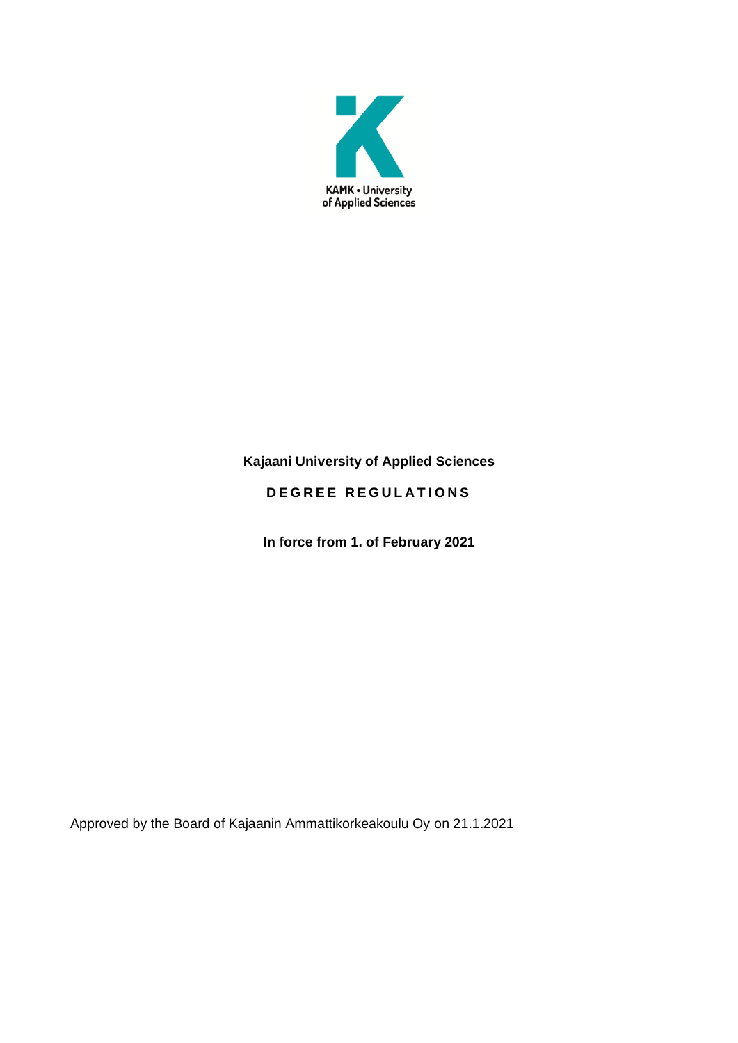KAMK • University of Applied Sciences

**Kajaani University of Applied Sciences**

# DEGREE REGULATIONS

**In force from 1. of February 2021**

Approved by the Board of Kajaanin Ammattikorkeakoulu Oy on 21.1.2021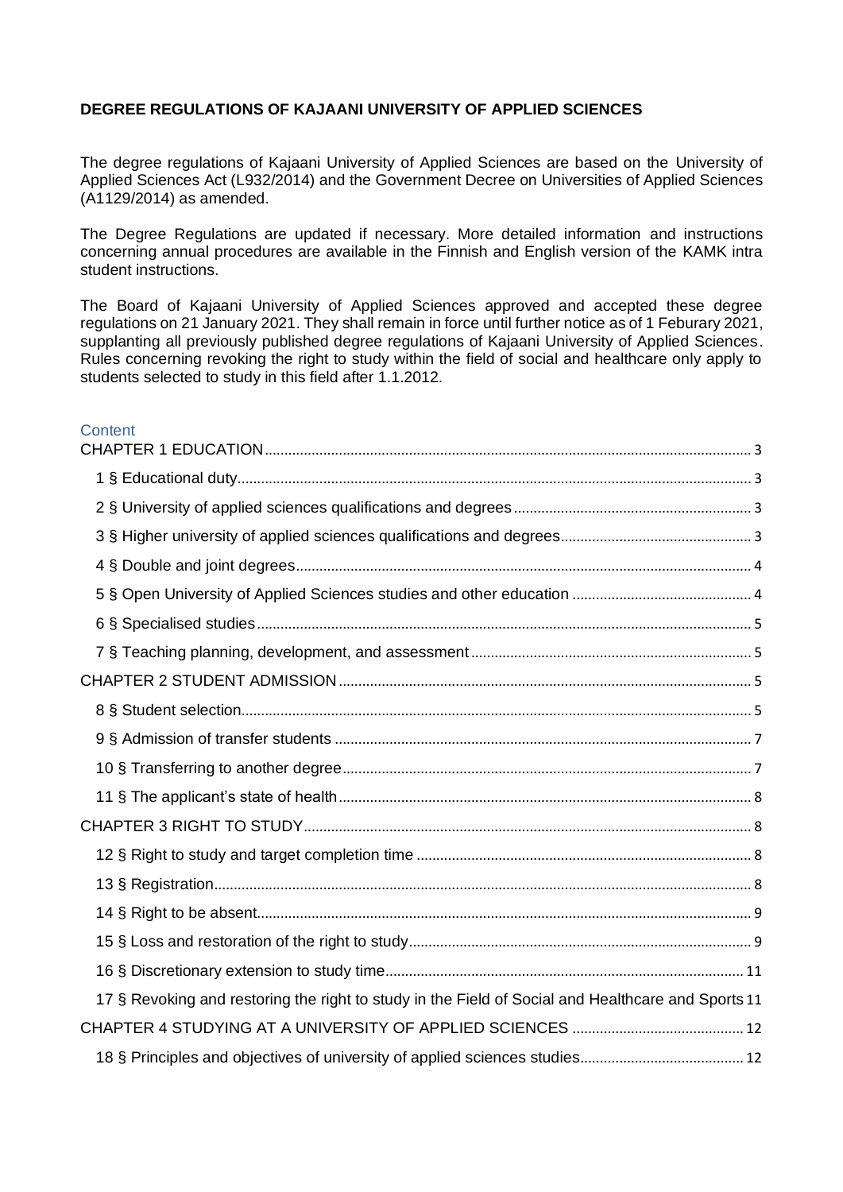**DEGREE REGULATIONS OF KAJAANI UNIVERSITY OF APPLIED SCIENCES**

The degree regulations of Kajaani University of Applied Sciences are based on the University of Applied Sciences Act (L932/2014) and the Government Decree on Universities of Applied Sciences (A1129/2014) as amended.

The Degree Regulations are updated if necessary. More detailed information and instructions concerning annual procedures are available in the Finnish and English version of the KAMK intra student instructions.

The Board of Kajaani University of Applied Sciences approved and accepted these degree regulations on 21 January 2021. They shall remain in force until further notice as of 1 Feburary 2021, supplanting all previously published degree regulations of Kajaani University of Applied Sciences. Rules concerning revoking the right to study within the field of social and healthcare only apply to students selected to study in this field after 1.1.2012.

## Content

CHAPTER 1 EDUCATION ..... 3
- 1 § Educational duty ..... 3
- 2 § University of applied sciences qualifications and degrees ..... 3
- 3 § Higher university of applied sciences qualifications and degrees ..... 3
- 4 § Double and joint degrees ..... 4
- 5 § Open University of Applied Sciences studies and other education ..... 4
- 6 § Specialised studies ..... 5
- 7 § Teaching planning, development, and assessment ..... 5

CHAPTER 2 STUDENT ADMISSION ..... 5
- 8 § Student selection ..... 5
- 9 § Admission of transfer students ..... 7
- 10 § Transferring to another degree ..... 7
- 11 § The applicant's state of health ..... 8

CHAPTER 3 RIGHT TO STUDY ..... 8
- 12 § Right to study and target completion time ..... 8
- 13 § Registration ..... 8
- 14 § Right to be absent ..... 9
- 15 § Loss and restoration of the right to study ..... 9
- 16 § Discretionary extension to study time ..... 11
- 17 § Revoking and restoring the right to study in the Field of Social and Healthcare and Sports ..... 11

CHAPTER 4 STUDYING AT A UNIVERSITY OF APPLIED SCIENCES ..... 12
- 18 § Principles and objectives of university of applied sciences studies ..... 12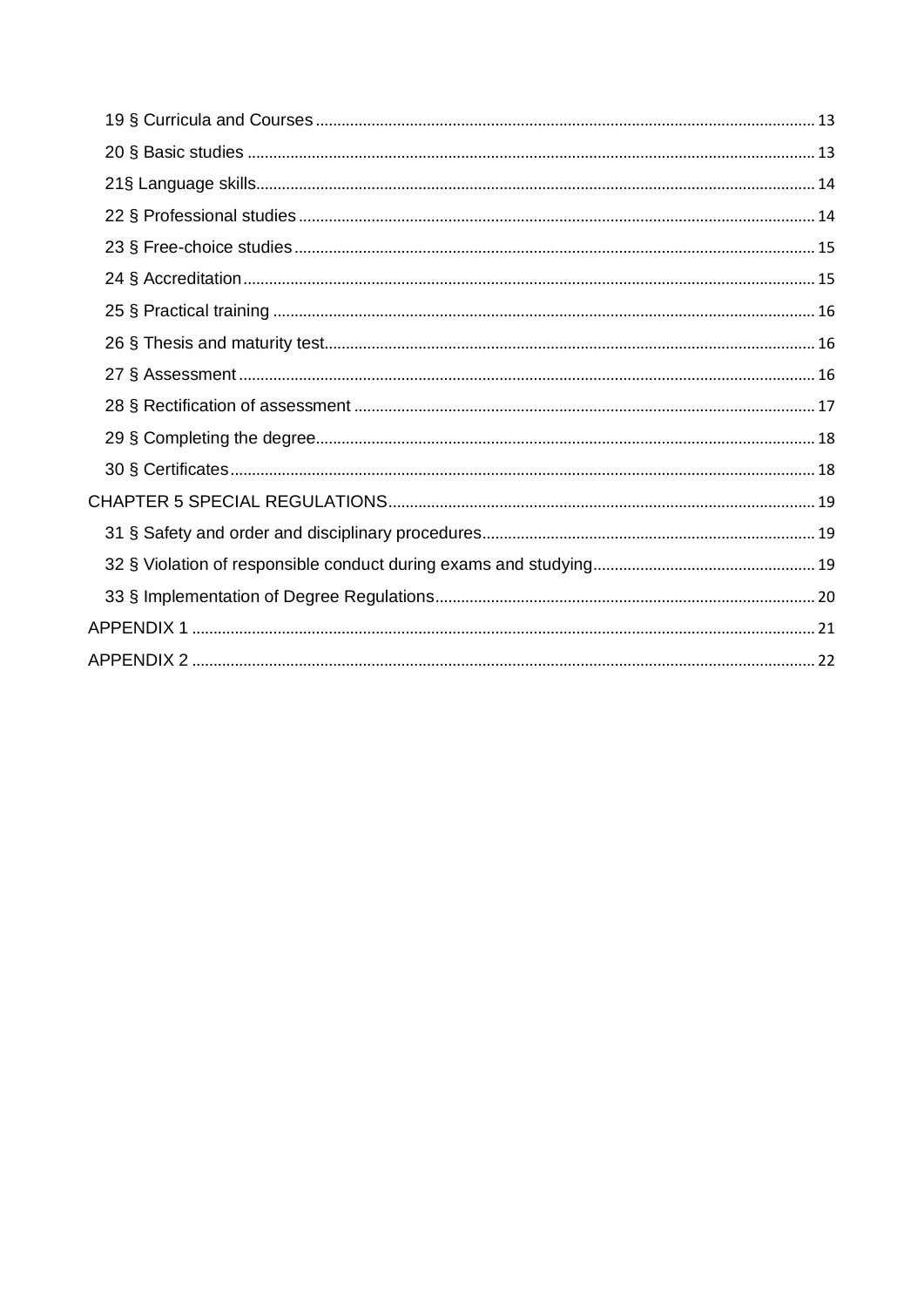19 § Curricula and Courses ........ 13
20 § Basic studies ........ 13
21§ Language skills ........ 14
22 § Professional studies ........ 14
23 § Free-choice studies ........ 15
24 § Accreditation ........ 15
25 § Practical training ........ 16
26 § Thesis and maturity test ........ 16
27 § Assessment ........ 16
28 § Rectification of assessment ........ 17
29 § Completing the degree ........ 18
30 § Certificates ........ 18
CHAPTER 5 SPECIAL REGULATIONS ........ 19
31 § Safety and order and disciplinary procedures ........ 19
32 § Violation of responsible conduct during exams and studying ........ 19
33 § Implementation of Degree Regulations ........ 20
APPENDIX 1 ........ 21
APPENDIX 2 ........ 22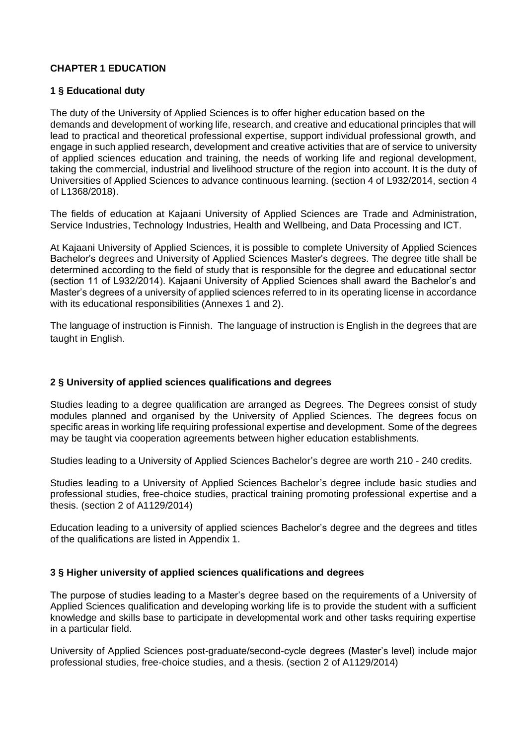# CHAPTER 1 EDUCATION

## 1 § Educational duty

The duty of the University of Applied Sciences is to offer higher education based on the demands and development of working life, research, and creative and educational principles that will lead to practical and theoretical professional expertise, support individual professional growth, and engage in such applied research, development and creative activities that are of service to university of applied sciences education and training, the needs of working life and regional development, taking the commercial, industrial and livelihood structure of the region into account. It is the duty of Universities of Applied Sciences to advance continuous learning. (section 4 of L932/2014, section 4 of L1368/2018).

The fields of education at Kajaani University of Applied Sciences are Trade and Administration, Service Industries, Technology Industries, Health and Wellbeing, and Data Processing and ICT.

At Kajaani University of Applied Sciences, it is possible to complete University of Applied Sciences Bachelor's degrees and University of Applied Sciences Master's degrees. The degree title shall be determined according to the field of study that is responsible for the degree and educational sector (section 11 of L932/2014). Kajaani University of Applied Sciences shall award the Bachelor's and Master's degrees of a university of applied sciences referred to in its operating license in accordance with its educational responsibilities (Annexes 1 and 2).

The language of instruction is Finnish. The language of instruction is English in the degrees that are taught in English.

## 2 § University of applied sciences qualifications and degrees

Studies leading to a degree qualification are arranged as Degrees. The Degrees consist of study modules planned and organised by the University of Applied Sciences. The degrees focus on specific areas in working life requiring professional expertise and development. Some of the degrees may be taught via cooperation agreements between higher education establishments.

Studies leading to a University of Applied Sciences Bachelor's degree are worth 210 - 240 credits.

Studies leading to a University of Applied Sciences Bachelor's degree include basic studies and professional studies, free-choice studies, practical training promoting professional expertise and a thesis. (section 2 of A1129/2014)

Education leading to a university of applied sciences Bachelor's degree and the degrees and titles of the qualifications are listed in Appendix 1.

## 3 § Higher university of applied sciences qualifications and degrees

The purpose of studies leading to a Master's degree based on the requirements of a University of Applied Sciences qualification and developing working life is to provide the student with a sufficient knowledge and skills base to participate in developmental work and other tasks requiring expertise in a particular field.

University of Applied Sciences post-graduate/second-cycle degrees (Master's level) include major professional studies, free-choice studies, and a thesis. (section 2 of A1129/2014)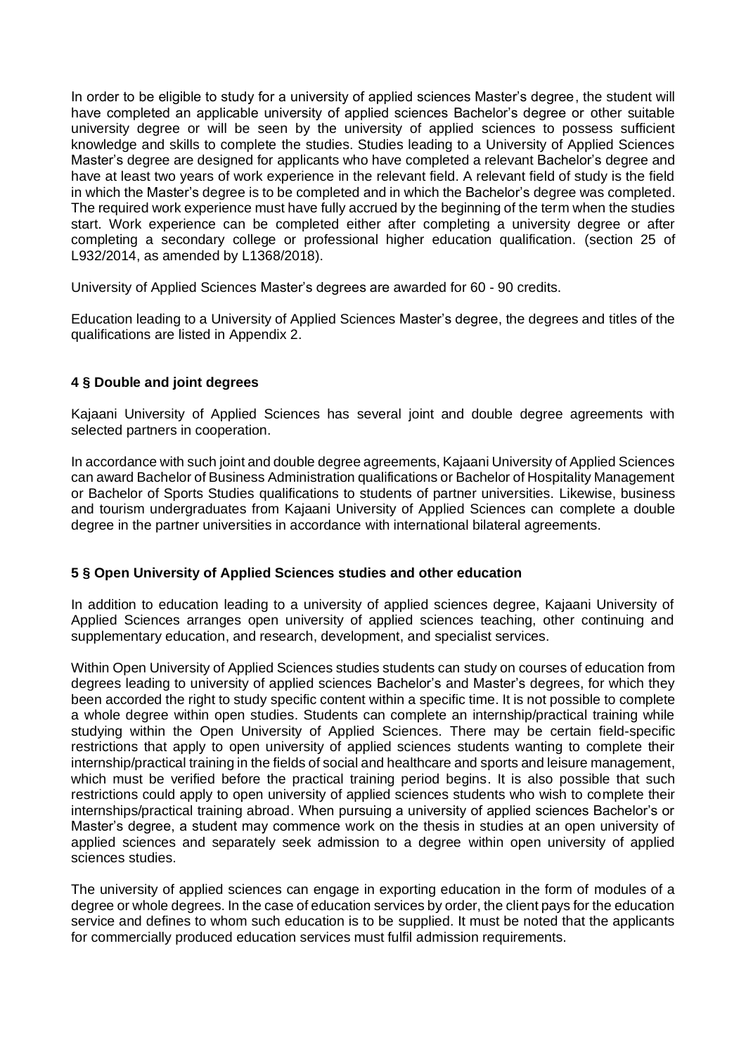In order to be eligible to study for a university of applied sciences Master's degree, the student will have completed an applicable university of applied sciences Bachelor's degree or other suitable university degree or will be seen by the university of applied sciences to possess sufficient knowledge and skills to complete the studies. Studies leading to a University of Applied Sciences Master's degree are designed for applicants who have completed a relevant Bachelor's degree and have at least two years of work experience in the relevant field. A relevant field of study is the field in which the Master's degree is to be completed and in which the Bachelor's degree was completed. The required work experience must have fully accrued by the beginning of the term when the studies start. Work experience can be completed either after completing a university degree or after completing a secondary college or professional higher education qualification. (section 25 of L932/2014, as amended by L1368/2018).

University of Applied Sciences Master's degrees are awarded for 60 - 90 credits.

Education leading to a University of Applied Sciences Master's degree, the degrees and titles of the qualifications are listed in Appendix 2.

## 4 § Double and joint degrees

Kajaani University of Applied Sciences has several joint and double degree agreements with selected partners in cooperation.

In accordance with such joint and double degree agreements, Kajaani University of Applied Sciences can award Bachelor of Business Administration qualifications or Bachelor of Hospitality Management or Bachelor of Sports Studies qualifications to students of partner universities. Likewise, business and tourism undergraduates from Kajaani University of Applied Sciences can complete a double degree in the partner universities in accordance with international bilateral agreements.

## 5 § Open University of Applied Sciences studies and other education

In addition to education leading to a university of applied sciences degree, Kajaani University of Applied Sciences arranges open university of applied sciences teaching, other continuing and supplementary education, and research, development, and specialist services.

Within Open University of Applied Sciences studies students can study on courses of education from degrees leading to university of applied sciences Bachelor's and Master's degrees, for which they been accorded the right to study specific content within a specific time. It is not possible to complete a whole degree within open studies. Students can complete an internship/practical training while studying within the Open University of Applied Sciences. There may be certain field-specific restrictions that apply to open university of applied sciences students wanting to complete their internship/practical training in the fields of social and healthcare and sports and leisure management, which must be verified before the practical training period begins. It is also possible that such restrictions could apply to open university of applied sciences students who wish to complete their internships/practical training abroad. When pursuing a university of applied sciences Bachelor's or Master's degree, a student may commence work on the thesis in studies at an open university of applied sciences and separately seek admission to a degree within open university of applied sciences studies.

The university of applied sciences can engage in exporting education in the form of modules of a degree or whole degrees. In the case of education services by order, the client pays for the education service and defines to whom such education is to be supplied. It must be noted that the applicants for commercially produced education services must fulfil admission requirements.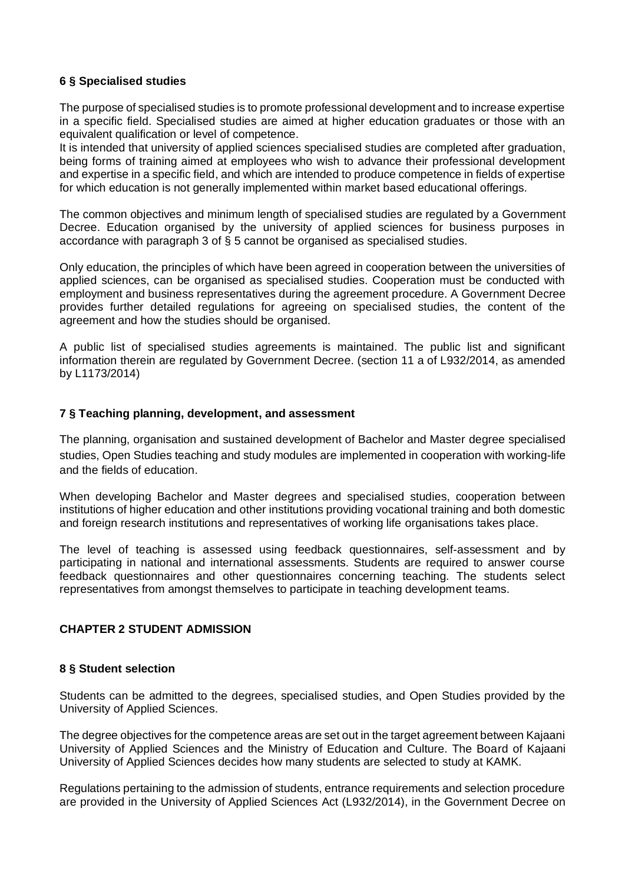### 6 § Specialised studies

The purpose of specialised studies is to promote professional development and to increase expertise in a specific field. Specialised studies are aimed at higher education graduates or those with an equivalent qualification or level of competence.
It is intended that university of applied sciences specialised studies are completed after graduation, being forms of training aimed at employees who wish to advance their professional development and expertise in a specific field, and which are intended to produce competence in fields of expertise for which education is not generally implemented within market based educational offerings.

The common objectives and minimum length of specialised studies are regulated by a Government Decree. Education organised by the university of applied sciences for business purposes in accordance with paragraph 3 of § 5 cannot be organised as specialised studies.

Only education, the principles of which have been agreed in cooperation between the universities of applied sciences, can be organised as specialised studies. Cooperation must be conducted with employment and business representatives during the agreement procedure. A Government Decree provides further detailed regulations for agreeing on specialised studies, the content of the agreement and how the studies should be organised.

A public list of specialised studies agreements is maintained. The public list and significant information therein are regulated by Government Decree. (section 11 a of L932/2014, as amended by L1173/2014)

### 7 § Teaching planning, development, and assessment

The planning, organisation and sustained development of Bachelor and Master degree specialised studies, Open Studies teaching and study modules are implemented in cooperation with working-life and the fields of education.

When developing Bachelor and Master degrees and specialised studies, cooperation between institutions of higher education and other institutions providing vocational training and both domestic and foreign research institutions and representatives of working life organisations takes place.

The level of teaching is assessed using feedback questionnaires, self-assessment and by participating in national and international assessments. Students are required to answer course feedback questionnaires and other questionnaires concerning teaching. The students select representatives from amongst themselves to participate in teaching development teams.

## CHAPTER 2 STUDENT ADMISSION

### 8 § Student selection

Students can be admitted to the degrees, specialised studies, and Open Studies provided by the University of Applied Sciences.

The degree objectives for the competence areas are set out in the target agreement between Kajaani University of Applied Sciences and the Ministry of Education and Culture. The Board of Kajaani University of Applied Sciences decides how many students are selected to study at KAMK.

Regulations pertaining to the admission of students, entrance requirements and selection procedure are provided in the University of Applied Sciences Act (L932/2014), in the Government Decree on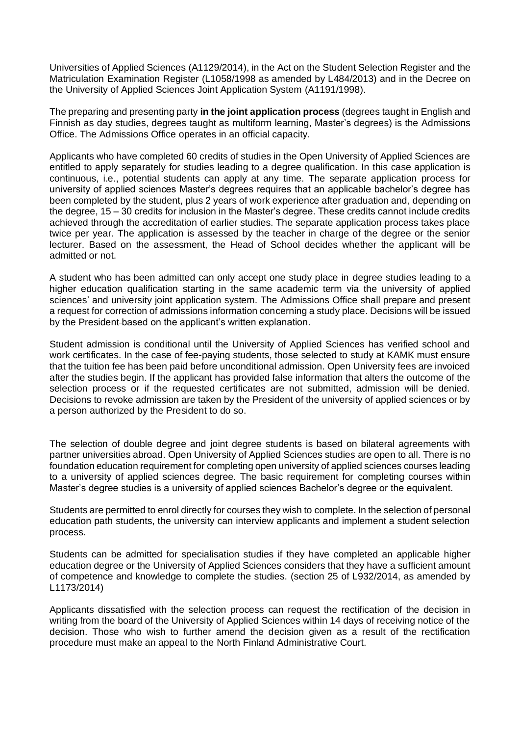Universities of Applied Sciences (A1129/2014), in the Act on the Student Selection Register and the Matriculation Examination Register (L1058/1998 as amended by L484/2013) and in the Decree on the University of Applied Sciences Joint Application System (A1191/1998).

The preparing and presenting party **in the joint application process** (degrees taught in English and Finnish as day studies, degrees taught as multiform learning, Master's degrees) is the Admissions Office. The Admissions Office operates in an official capacity.

Applicants who have completed 60 credits of studies in the Open University of Applied Sciences are entitled to apply separately for studies leading to a degree qualification. In this case application is continuous, i.e., potential students can apply at any time. The separate application process for university of applied sciences Master's degrees requires that an applicable bachelor's degree has been completed by the student, plus 2 years of work experience after graduation and, depending on the degree, 15 – 30 credits for inclusion in the Master's degree. These credits cannot include credits achieved through the accreditation of earlier studies. The separate application process takes place twice per year. The application is assessed by the teacher in charge of the degree or the senior lecturer. Based on the assessment, the Head of School decides whether the applicant will be admitted or not.

A student who has been admitted can only accept one study place in degree studies leading to a higher education qualification starting in the same academic term via the university of applied sciences' and university joint application system. The Admissions Office shall prepare and present a request for correction of admissions information concerning a study place. Decisions will be issued by the President based on the applicant's written explanation.

Student admission is conditional until the University of Applied Sciences has verified school and work certificates. In the case of fee-paying students, those selected to study at KAMK must ensure that the tuition fee has been paid before unconditional admission. Open University fees are invoiced after the studies begin. If the applicant has provided false information that alters the outcome of the selection process or if the requested certificates are not submitted, admission will be denied. Decisions to revoke admission are taken by the President of the university of applied sciences or by a person authorized by the President to do so.

The selection of double degree and joint degree students is based on bilateral agreements with partner universities abroad. Open University of Applied Sciences studies are open to all. There is no foundation education requirement for completing open university of applied sciences courses leading to a university of applied sciences degree. The basic requirement for completing courses within Master's degree studies is a university of applied sciences Bachelor's degree or the equivalent.

Students are permitted to enrol directly for courses they wish to complete. In the selection of personal education path students, the university can interview applicants and implement a student selection process.

Students can be admitted for specialisation studies if they have completed an applicable higher education degree or the University of Applied Sciences considers that they have a sufficient amount of competence and knowledge to complete the studies. (section 25 of L932/2014, as amended by L1173/2014)

Applicants dissatisfied with the selection process can request the rectification of the decision in writing from the board of the University of Applied Sciences within 14 days of receiving notice of the decision. Those who wish to further amend the decision given as a result of the rectification procedure must make an appeal to the North Finland Administrative Court.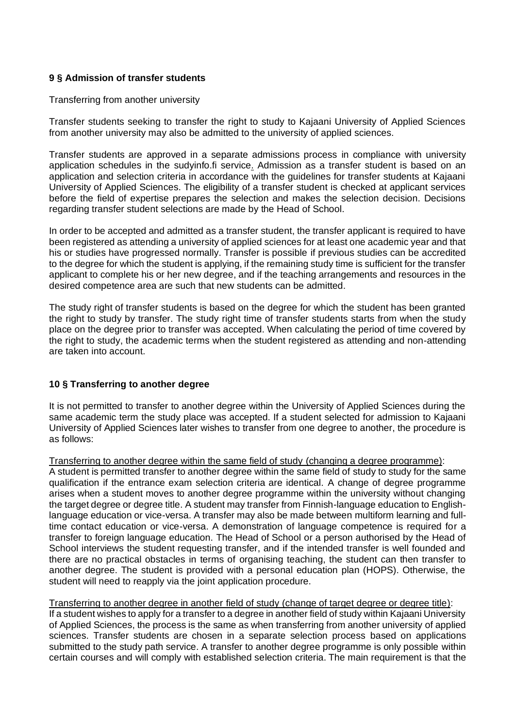**9 § Admission of transfer students**

Transferring from another university

Transfer students seeking to transfer the right to study to Kajaani University of Applied Sciences from another university may also be admitted to the university of applied sciences.

Transfer students are approved in a separate admissions process in compliance with university application schedules in the sudyinfo.fi service. Admission as a transfer student is based on an application and selection criteria in accordance with the guidelines for transfer students at Kajaani University of Applied Sciences. The eligibility of a transfer student is checked at applicant services before the field of expertise prepares the selection and makes the selection decision. Decisions regarding transfer student selections are made by the Head of School.

In order to be accepted and admitted as a transfer student, the transfer applicant is required to have been registered as attending a university of applied sciences for at least one academic year and that his or studies have progressed normally. Transfer is possible if previous studies can be accredited to the degree for which the student is applying, if the remaining study time is sufficient for the transfer applicant to complete his or her new degree, and if the teaching arrangements and resources in the desired competence area are such that new students can be admitted.

The study right of transfer students is based on the degree for which the student has been granted the right to study by transfer. The study right time of transfer students starts from when the study place on the degree prior to transfer was accepted. When calculating the period of time covered by the right to study, the academic terms when the student registered as attending and non-attending are taken into account.

**10 § Transferring to another degree**

It is not permitted to transfer to another degree within the University of Applied Sciences during the same academic term the study place was accepted. If a student selected for admission to Kajaani University of Applied Sciences later wishes to transfer from one degree to another, the procedure is as follows:

Transferring to another degree within the same field of study (changing a degree programme):
A student is permitted transfer to another degree within the same field of study to study for the same qualification if the entrance exam selection criteria are identical. A change of degree programme arises when a student moves to another degree programme within the university without changing the target degree or degree title. A student may transfer from Finnish-language education to English-language education or vice-versa. A transfer may also be made between multiform learning and full-time contact education or vice-versa. A demonstration of language competence is required for a transfer to foreign language education. The Head of School or a person authorised by the Head of School interviews the student requesting transfer, and if the intended transfer is well founded and there are no practical obstacles in terms of organising teaching, the student can then transfer to another degree. The student is provided with a personal education plan (HOPS). Otherwise, the student will need to reapply via the joint application procedure.

Transferring to another degree in another field of study (change of target degree or degree title):
If a student wishes to apply for a transfer to a degree in another field of study within Kajaani University of Applied Sciences, the process is the same as when transferring from another university of applied sciences. Transfer students are chosen in a separate selection process based on applications submitted to the study path service. A transfer to another degree programme is only possible within certain courses and will comply with established selection criteria. The main requirement is that the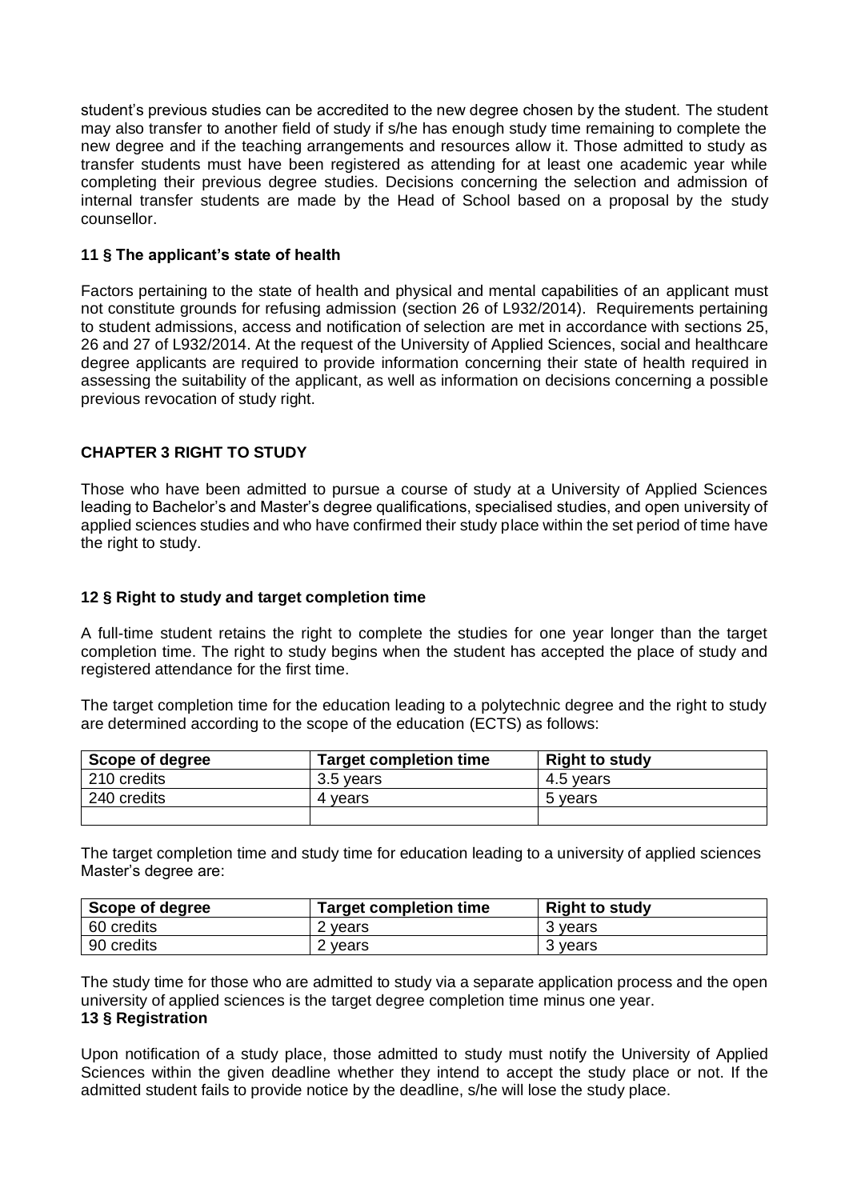student's previous studies can be accredited to the new degree chosen by the student. The student may also transfer to another field of study if s/he has enough study time remaining to complete the new degree and if the teaching arrangements and resources allow it. Those admitted to study as transfer students must have been registered as attending for at least one academic year while completing their previous degree studies. Decisions concerning the selection and admission of internal transfer students are made by the Head of School based on a proposal by the study counsellor.

### 11 § The applicant's state of health

Factors pertaining to the state of health and physical and mental capabilities of an applicant must not constitute grounds for refusing admission (section 26 of L932/2014). Requirements pertaining to student admissions, access and notification of selection are met in accordance with sections 25, 26 and 27 of L932/2014. At the request of the University of Applied Sciences, social and healthcare degree applicants are required to provide information concerning their state of health required in assessing the suitability of the applicant, as well as information on decisions concerning a possible previous revocation of study right.

## CHAPTER 3 RIGHT TO STUDY

Those who have been admitted to pursue a course of study at a University of Applied Sciences leading to Bachelor's and Master's degree qualifications, specialised studies, and open university of applied sciences studies and who have confirmed their study place within the set period of time have the right to study.

### 12 § Right to study and target completion time

A full-time student retains the right to complete the studies for one year longer than the target completion time. The right to study begins when the student has accepted the place of study and registered attendance for the first time.

The target completion time for the education leading to a polytechnic degree and the right to study are determined according to the scope of the education (ECTS) as follows:

| Scope of degree | Target completion time | Right to study |
|---|---|---|
| 210 credits | 3.5 years | 4.5 years |
| 240 credits | 4 years | 5 years |
| | | |

The target completion time and study time for education leading to a university of applied sciences Master's degree are:

| Scope of degree | Target completion time | Right to study |
|---|---|---|
| 60 credits | 2 years | 3 years |
| 90 credits | 2 years | 3 years |

The study time for those who are admitted to study via a separate application process and the open university of applied sciences is the target degree completion time minus one year.

### 13 § Registration

Upon notification of a study place, those admitted to study must notify the University of Applied Sciences within the given deadline whether they intend to accept the study place or not. If the admitted student fails to provide notice by the deadline, s/he will lose the study place.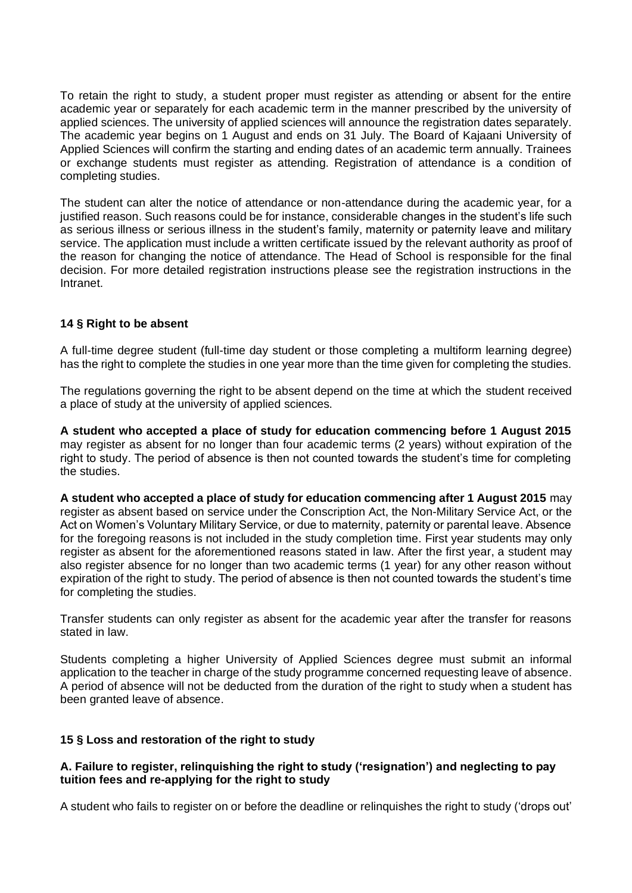To retain the right to study, a student proper must register as attending or absent for the entire academic year or separately for each academic term in the manner prescribed by the university of applied sciences. The university of applied sciences will announce the registration dates separately. The academic year begins on 1 August and ends on 31 July. The Board of Kajaani University of Applied Sciences will confirm the starting and ending dates of an academic term annually. Trainees or exchange students must register as attending. Registration of attendance is a condition of completing studies.

The student can alter the notice of attendance or non-attendance during the academic year, for a justified reason. Such reasons could be for instance, considerable changes in the student's life such as serious illness or serious illness in the student's family, maternity or paternity leave and military service. The application must include a written certificate issued by the relevant authority as proof of the reason for changing the notice of attendance. The Head of School is responsible for the final decision. For more detailed registration instructions please see the registration instructions in the Intranet.

### 14 § Right to be absent

A full-time degree student (full-time day student or those completing a multiform learning degree) has the right to complete the studies in one year more than the time given for completing the studies.

The regulations governing the right to be absent depend on the time at which the student received a place of study at the university of applied sciences.

**A student who accepted a place of study for education commencing before 1 August 2015** may register as absent for no longer than four academic terms (2 years) without expiration of the right to study. The period of absence is then not counted towards the student's time for completing the studies.

**A student who accepted a place of study for education commencing after 1 August 2015** may register as absent based on service under the Conscription Act, the Non-Military Service Act, or the Act on Women's Voluntary Military Service, or due to maternity, paternity or parental leave. Absence for the foregoing reasons is not included in the study completion time. First year students may only register as absent for the aforementioned reasons stated in law. After the first year, a student may also register absence for no longer than two academic terms (1 year) for any other reason without expiration of the right to study. The period of absence is then not counted towards the student's time for completing the studies.

Transfer students can only register as absent for the academic year after the transfer for reasons stated in law.

Students completing a higher University of Applied Sciences degree must submit an informal application to the teacher in charge of the study programme concerned requesting leave of absence. A period of absence will not be deducted from the duration of the right to study when a student has been granted leave of absence.

### 15 § Loss and restoration of the right to study

#### A. Failure to register, relinquishing the right to study ('resignation') and neglecting to pay tuition fees and re-applying for the right to study

A student who fails to register on or before the deadline or relinquishes the right to study ('drops out'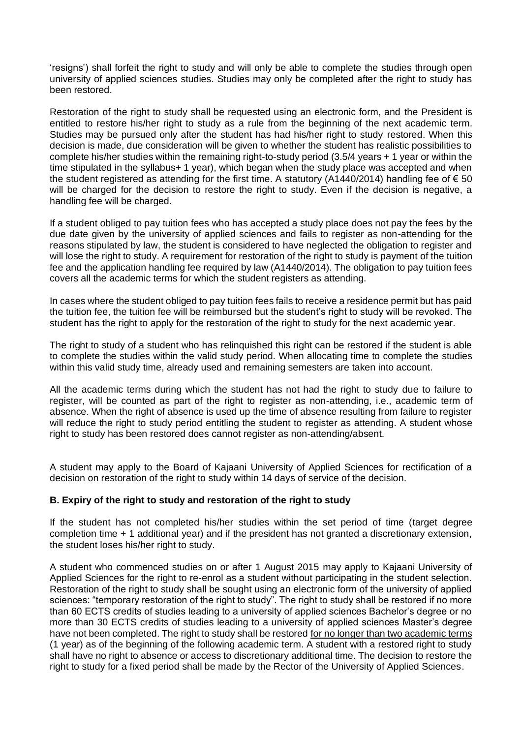'resigns') shall forfeit the right to study and will only be able to complete the studies through open university of applied sciences studies. Studies may only be completed after the right to study has been restored.

Restoration of the right to study shall be requested using an electronic form, and the President is entitled to restore his/her right to study as a rule from the beginning of the next academic term. Studies may be pursued only after the student has had his/her right to study restored. When this decision is made, due consideration will be given to whether the student has realistic possibilities to complete his/her studies within the remaining right-to-study period (3.5/4 years + 1 year or within the time stipulated in the syllabus+ 1 year), which began when the study place was accepted and when the student registered as attending for the first time. A statutory (A1440/2014) handling fee of € 50 will be charged for the decision to restore the right to study. Even if the decision is negative, a handling fee will be charged.

If a student obliged to pay tuition fees who has accepted a study place does not pay the fees by the due date given by the university of applied sciences and fails to register as non-attending for the reasons stipulated by law, the student is considered to have neglected the obligation to register and will lose the right to study. A requirement for restoration of the right to study is payment of the tuition fee and the application handling fee required by law (A1440/2014). The obligation to pay tuition fees covers all the academic terms for which the student registers as attending.

In cases where the student obliged to pay tuition fees fails to receive a residence permit but has paid the tuition fee, the tuition fee will be reimbursed but the student's right to study will be revoked. The student has the right to apply for the restoration of the right to study for the next academic year.

The right to study of a student who has relinquished this right can be restored if the student is able to complete the studies within the valid study period. When allocating time to complete the studies within this valid study time, already used and remaining semesters are taken into account.

All the academic terms during which the student has not had the right to study due to failure to register, will be counted as part of the right to register as non-attending, i.e., academic term of absence. When the right of absence is used up the time of absence resulting from failure to register will reduce the right to study period entitling the student to register as attending. A student whose right to study has been restored does cannot register as non-attending/absent.

A student may apply to the Board of Kajaani University of Applied Sciences for rectification of a decision on restoration of the right to study within 14 days of service of the decision.

**B. Expiry of the right to study and restoration of the right to study**

If the student has not completed his/her studies within the set period of time (target degree completion time + 1 additional year) and if the president has not granted a discretionary extension, the student loses his/her right to study.

A student who commenced studies on or after 1 August 2015 may apply to Kajaani University of Applied Sciences for the right to re-enrol as a student without participating in the student selection. Restoration of the right to study shall be sought using an electronic form of the university of applied sciences: "temporary restoration of the right to study". The right to study shall be restored if no more than 60 ECTS credits of studies leading to a university of applied sciences Bachelor's degree or no more than 30 ECTS credits of studies leading to a university of applied sciences Master's degree have not been completed. The right to study shall be restored <u>for no longer than two academic terms</u> (1 year) as of the beginning of the following academic term. A student with a restored right to study shall have no right to absence or access to discretionary additional time. The decision to restore the right to study for a fixed period shall be made by the Rector of the University of Applied Sciences.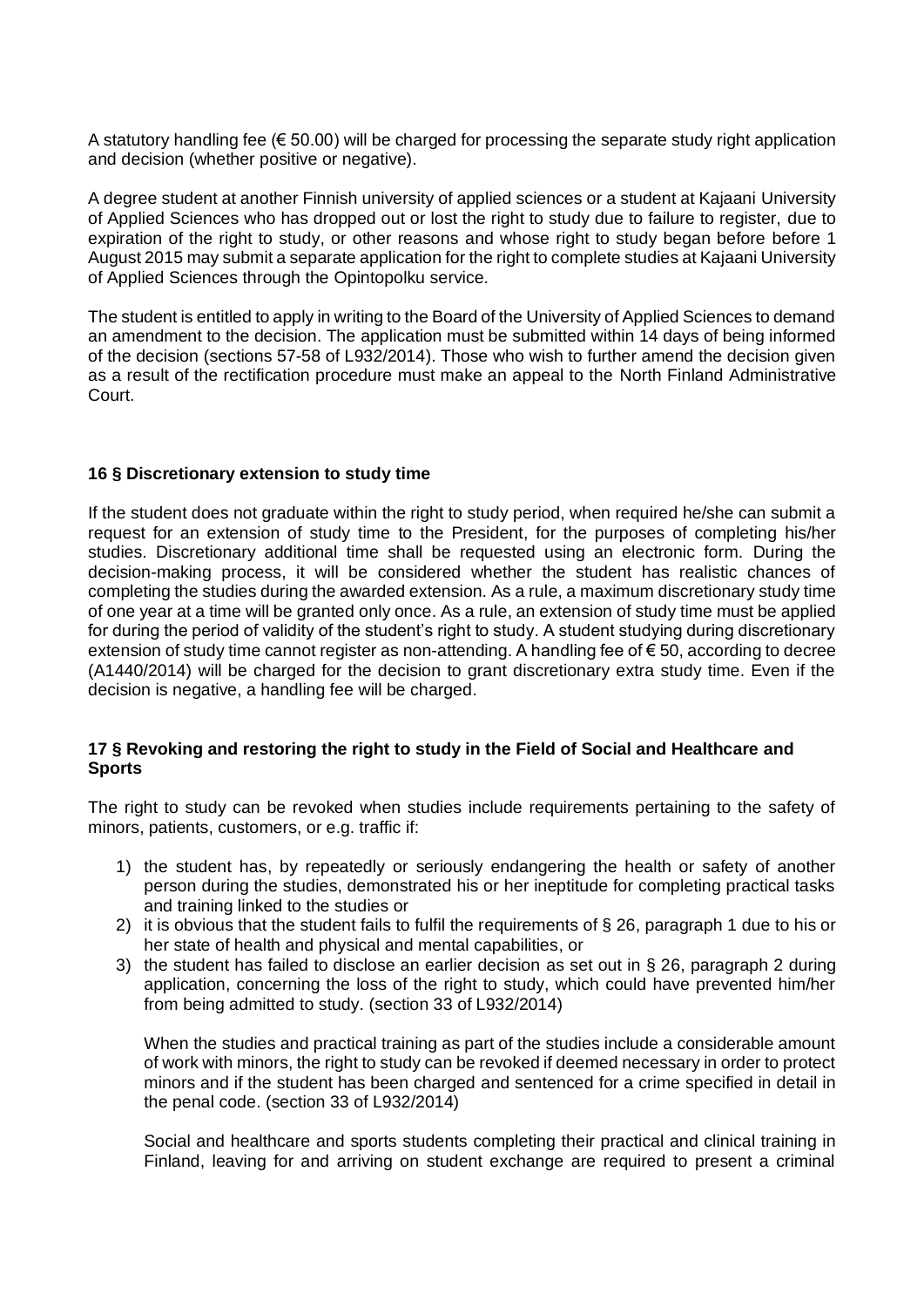A statutory handling fee (€ 50.00) will be charged for processing the separate study right application and decision (whether positive or negative).

A degree student at another Finnish university of applied sciences or a student at Kajaani University of Applied Sciences who has dropped out or lost the right to study due to failure to register, due to expiration of the right to study, or other reasons and whose right to study began before before 1 August 2015 may submit a separate application for the right to complete studies at Kajaani University of Applied Sciences through the Opintopolku service.

The student is entitled to apply in writing to the Board of the University of Applied Sciences to demand an amendment to the decision. The application must be submitted within 14 days of being informed of the decision (sections 57-58 of L932/2014). Those who wish to further amend the decision given as a result of the rectification procedure must make an appeal to the North Finland Administrative Court.

### 16 § Discretionary extension to study time

If the student does not graduate within the right to study period, when required he/she can submit a request for an extension of study time to the President, for the purposes of completing his/her studies. Discretionary additional time shall be requested using an electronic form. During the decision-making process, it will be considered whether the student has realistic chances of completing the studies during the awarded extension. As a rule, a maximum discretionary study time of one year at a time will be granted only once. As a rule, an extension of study time must be applied for during the period of validity of the student's right to study. A student studying during discretionary extension of study time cannot register as non-attending. A handling fee of € 50, according to decree (A1440/2014) will be charged for the decision to grant discretionary extra study time. Even if the decision is negative, a handling fee will be charged.

### 17 § Revoking and restoring the right to study in the Field of Social and Healthcare and Sports

The right to study can be revoked when studies include requirements pertaining to the safety of minors, patients, customers, or e.g. traffic if:

1) the student has, by repeatedly or seriously endangering the health or safety of another person during the studies, demonstrated his or her ineptitude for completing practical tasks and training linked to the studies or
2) it is obvious that the student fails to fulfil the requirements of § 26, paragraph 1 due to his or her state of health and physical and mental capabilities, or
3) the student has failed to disclose an earlier decision as set out in § 26, paragraph 2 during application, concerning the loss of the right to study, which could have prevented him/her from being admitted to study. (section 33 of L932/2014)

   When the studies and practical training as part of the studies include a considerable amount of work with minors, the right to study can be revoked if deemed necessary in order to protect minors and if the student has been charged and sentenced for a crime specified in detail in the penal code. (section 33 of L932/2014)

   Social and healthcare and sports students completing their practical and clinical training in Finland, leaving for and arriving on student exchange are required to present a criminal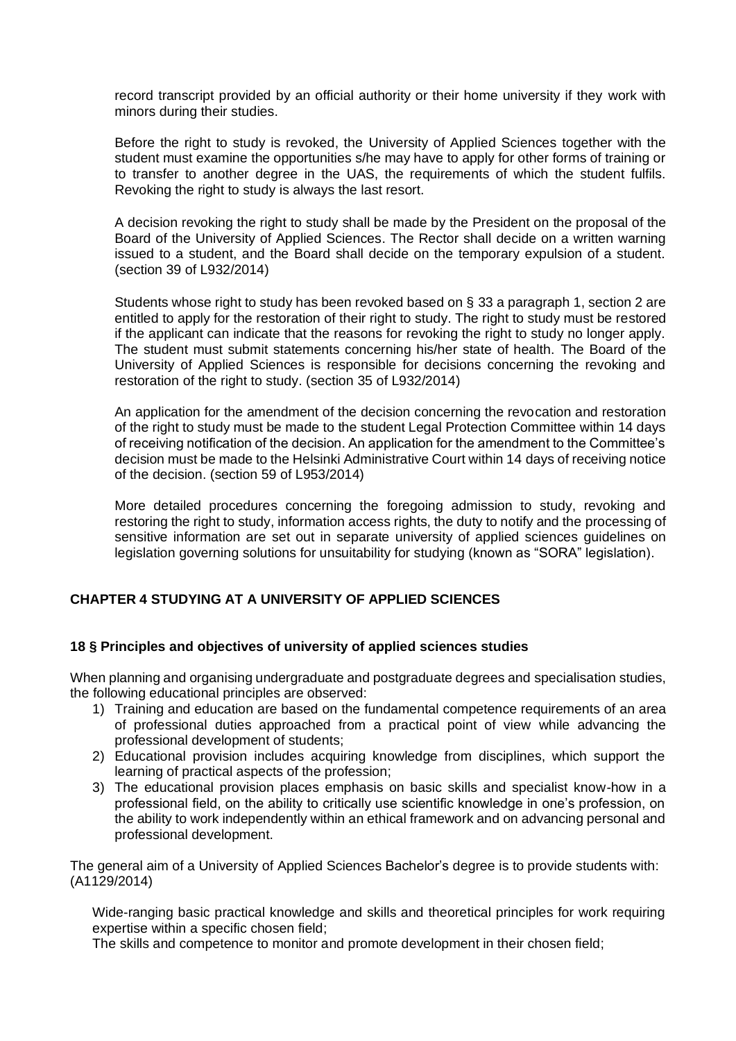record transcript provided by an official authority or their home university if they work with minors during their studies.

Before the right to study is revoked, the University of Applied Sciences together with the student must examine the opportunities s/he may have to apply for other forms of training or to transfer to another degree in the UAS, the requirements of which the student fulfils. Revoking the right to study is always the last resort.

A decision revoking the right to study shall be made by the President on the proposal of the Board of the University of Applied Sciences. The Rector shall decide on a written warning issued to a student, and the Board shall decide on the temporary expulsion of a student. (section 39 of L932/2014)

Students whose right to study has been revoked based on § 33 a paragraph 1, section 2 are entitled to apply for the restoration of their right to study. The right to study must be restored if the applicant can indicate that the reasons for revoking the right to study no longer apply. The student must submit statements concerning his/her state of health. The Board of the University of Applied Sciences is responsible for decisions concerning the revoking and restoration of the right to study. (section 35 of L932/2014)

An application for the amendment of the decision concerning the revocation and restoration of the right to study must be made to the student Legal Protection Committee within 14 days of receiving notification of the decision. An application for the amendment to the Committee's decision must be made to the Helsinki Administrative Court within 14 days of receiving notice of the decision. (section 59 of L953/2014)

More detailed procedures concerning the foregoing admission to study, revoking and restoring the right to study, information access rights, the duty to notify and the processing of sensitive information are set out in separate university of applied sciences guidelines on legislation governing solutions for unsuitability for studying (known as "SORA" legislation).

## CHAPTER 4 STUDYING AT A UNIVERSITY OF APPLIED SCIENCES

### 18 § Principles and objectives of university of applied sciences studies

When planning and organising undergraduate and postgraduate degrees and specialisation studies, the following educational principles are observed:

1) Training and education are based on the fundamental competence requirements of an area of professional duties approached from a practical point of view while advancing the professional development of students;
2) Educational provision includes acquiring knowledge from disciplines, which support the learning of practical aspects of the profession;
3) The educational provision places emphasis on basic skills and specialist know-how in a professional field, on the ability to critically use scientific knowledge in one's profession, on the ability to work independently within an ethical framework and on advancing personal and professional development.

The general aim of a University of Applied Sciences Bachelor's degree is to provide students with: (A1129/2014)

Wide-ranging basic practical knowledge and skills and theoretical principles for work requiring expertise within a specific chosen field;  
The skills and competence to monitor and promote development in their chosen field;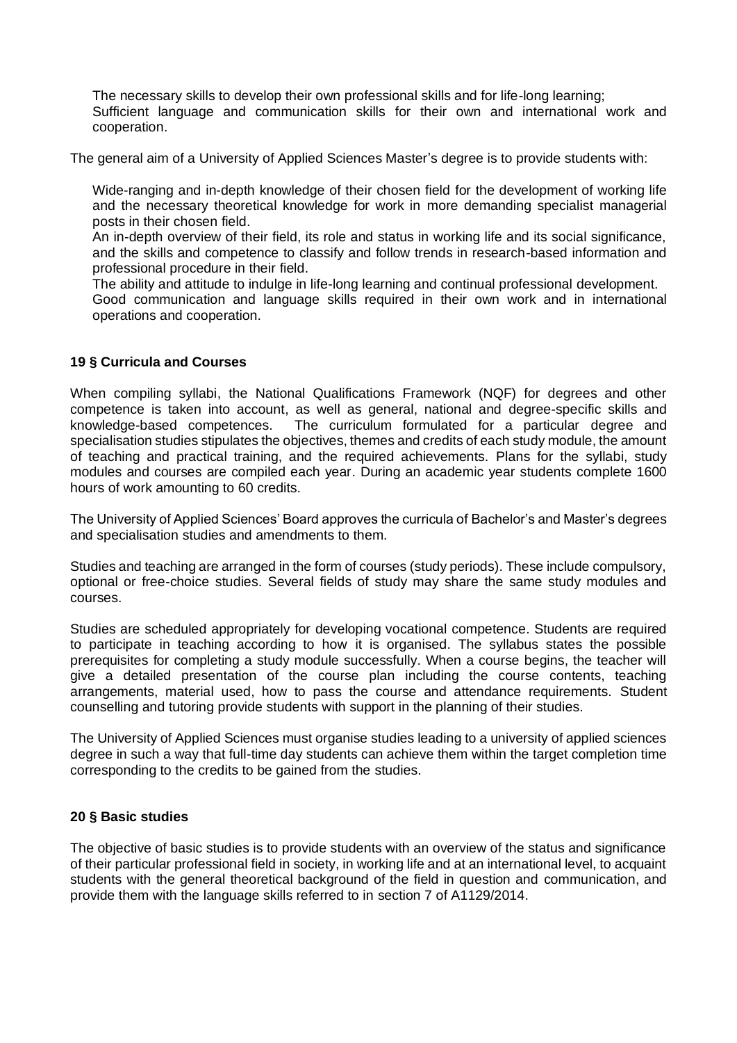The necessary skills to develop their own professional skills and for life-long learning;
Sufficient language and communication skills for their own and international work and cooperation.

The general aim of a University of Applied Sciences Master's degree is to provide students with:

Wide-ranging and in-depth knowledge of their chosen field for the development of working life and the necessary theoretical knowledge for work in more demanding specialist managerial posts in their chosen field.
An in-depth overview of their field, its role and status in working life and its social significance, and the skills and competence to classify and follow trends in research-based information and professional procedure in their field.
The ability and attitude to indulge in life-long learning and continual professional development.
Good communication and language skills required in their own work and in international operations and cooperation.

### 19 § Curricula and Courses

When compiling syllabi, the National Qualifications Framework (NQF) for degrees and other competence is taken into account, as well as general, national and degree-specific skills and knowledge-based competences. The curriculum formulated for a particular degree and specialisation studies stipulates the objectives, themes and credits of each study module, the amount of teaching and practical training, and the required achievements. Plans for the syllabi, study modules and courses are compiled each year. During an academic year students complete 1600 hours of work amounting to 60 credits.

The University of Applied Sciences' Board approves the curricula of Bachelor's and Master's degrees and specialisation studies and amendments to them.

Studies and teaching are arranged in the form of courses (study periods). These include compulsory, optional or free-choice studies. Several fields of study may share the same study modules and courses.

Studies are scheduled appropriately for developing vocational competence. Students are required to participate in teaching according to how it is organised. The syllabus states the possible prerequisites for completing a study module successfully. When a course begins, the teacher will give a detailed presentation of the course plan including the course contents, teaching arrangements, material used, how to pass the course and attendance requirements. Student counselling and tutoring provide students with support in the planning of their studies.

The University of Applied Sciences must organise studies leading to a university of applied sciences degree in such a way that full-time day students can achieve them within the target completion time corresponding to the credits to be gained from the studies.

### 20 § Basic studies

The objective of basic studies is to provide students with an overview of the status and significance of their particular professional field in society, in working life and at an international level, to acquaint students with the general theoretical background of the field in question and communication, and provide them with the language skills referred to in section 7 of A1129/2014.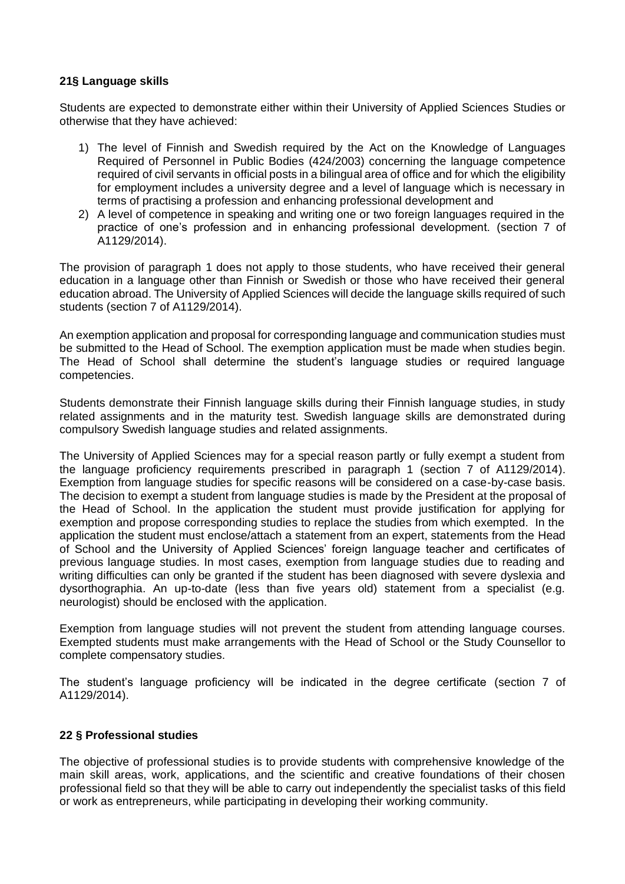## 21§ Language skills

Students are expected to demonstrate either within their University of Applied Sciences Studies or otherwise that they have achieved:

1) The level of Finnish and Swedish required by the Act on the Knowledge of Languages Required of Personnel in Public Bodies (424/2003) concerning the language competence required of civil servants in official posts in a bilingual area of office and for which the eligibility for employment includes a university degree and a level of language which is necessary in terms of practising a profession and enhancing professional development and
2) A level of competence in speaking and writing one or two foreign languages required in the practice of one's profession and in enhancing professional development. (section 7 of A1129/2014).

The provision of paragraph 1 does not apply to those students, who have received their general education in a language other than Finnish or Swedish or those who have received their general education abroad. The University of Applied Sciences will decide the language skills required of such students (section 7 of A1129/2014).

An exemption application and proposal for corresponding language and communication studies must be submitted to the Head of School. The exemption application must be made when studies begin. The Head of School shall determine the student's language studies or required language competencies.

Students demonstrate their Finnish language skills during their Finnish language studies, in study related assignments and in the maturity test. Swedish language skills are demonstrated during compulsory Swedish language studies and related assignments.

The University of Applied Sciences may for a special reason partly or fully exempt a student from the language proficiency requirements prescribed in paragraph 1 (section 7 of A1129/2014). Exemption from language studies for specific reasons will be considered on a case-by-case basis. The decision to exempt a student from language studies is made by the President at the proposal of the Head of School. In the application the student must provide justification for applying for exemption and propose corresponding studies to replace the studies from which exempted. In the application the student must enclose/attach a statement from an expert, statements from the Head of School and the University of Applied Sciences' foreign language teacher and certificates of previous language studies. In most cases, exemption from language studies due to reading and writing difficulties can only be granted if the student has been diagnosed with severe dyslexia and dysorthographia. An up-to-date (less than five years old) statement from a specialist (e.g. neurologist) should be enclosed with the application.

Exemption from language studies will not prevent the student from attending language courses. Exempted students must make arrangements with the Head of School or the Study Counsellor to complete compensatory studies.

The student's language proficiency will be indicated in the degree certificate (section 7 of A1129/2014).

## 22 § Professional studies

The objective of professional studies is to provide students with comprehensive knowledge of the main skill areas, work, applications, and the scientific and creative foundations of their chosen professional field so that they will be able to carry out independently the specialist tasks of this field or work as entrepreneurs, while participating in developing their working community.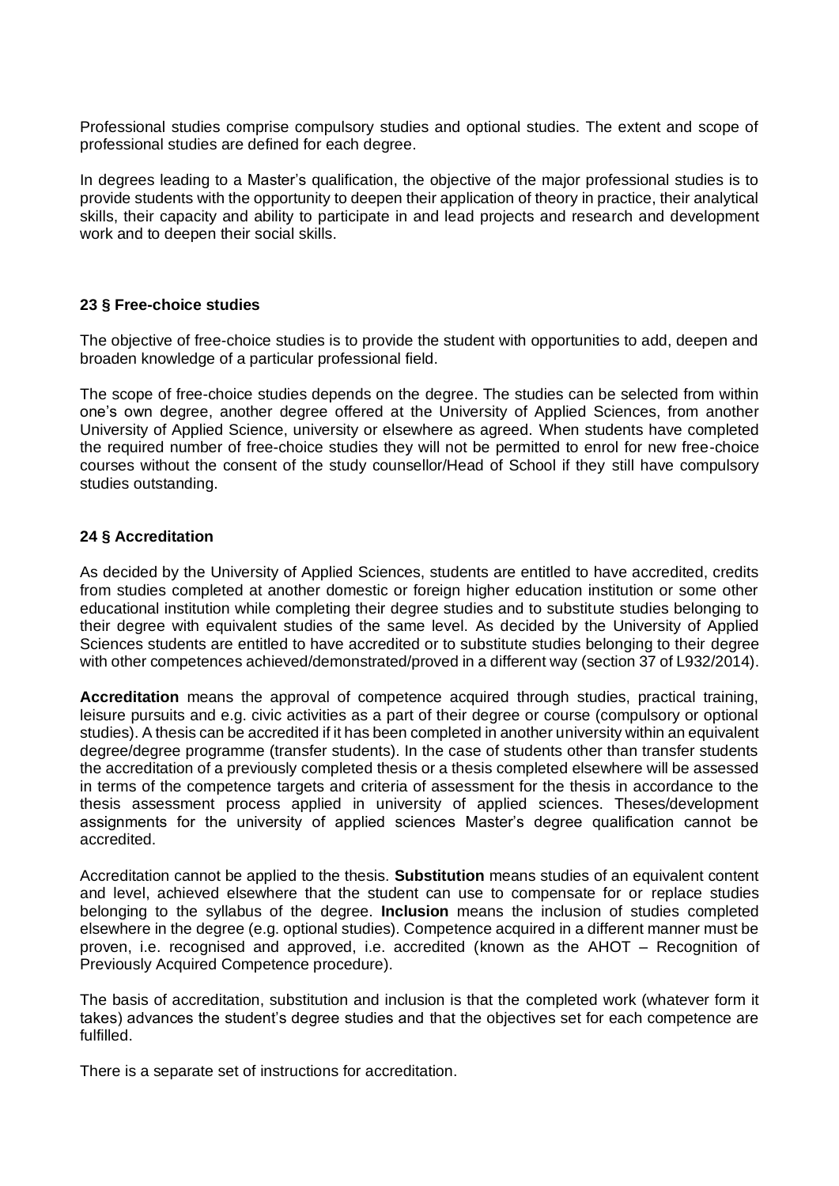Professional studies comprise compulsory studies and optional studies. The extent and scope of professional studies are defined for each degree.

In degrees leading to a Master's qualification, the objective of the major professional studies is to provide students with the opportunity to deepen their application of theory in practice, their analytical skills, their capacity and ability to participate in and lead projects and research and development work and to deepen their social skills.

### 23 § Free-choice studies

The objective of free-choice studies is to provide the student with opportunities to add, deepen and broaden knowledge of a particular professional field.

The scope of free-choice studies depends on the degree. The studies can be selected from within one's own degree, another degree offered at the University of Applied Sciences, from another University of Applied Science, university or elsewhere as agreed. When students have completed the required number of free-choice studies they will not be permitted to enrol for new free-choice courses without the consent of the study counsellor/Head of School if they still have compulsory studies outstanding.

### 24 § Accreditation

As decided by the University of Applied Sciences, students are entitled to have accredited, credits from studies completed at another domestic or foreign higher education institution or some other educational institution while completing their degree studies and to substitute studies belonging to their degree with equivalent studies of the same level. As decided by the University of Applied Sciences students are entitled to have accredited or to substitute studies belonging to their degree with other competences achieved/demonstrated/proved in a different way (section 37 of L932/2014).

**Accreditation** means the approval of competence acquired through studies, practical training, leisure pursuits and e.g. civic activities as a part of their degree or course (compulsory or optional studies). A thesis can be accredited if it has been completed in another university within an equivalent degree/degree programme (transfer students). In the case of students other than transfer students the accreditation of a previously completed thesis or a thesis completed elsewhere will be assessed in terms of the competence targets and criteria of assessment for the thesis in accordance to the thesis assessment process applied in university of applied sciences. Theses/development assignments for the university of applied sciences Master's degree qualification cannot be accredited.

Accreditation cannot be applied to the thesis. **Substitution** means studies of an equivalent content and level, achieved elsewhere that the student can use to compensate for or replace studies belonging to the syllabus of the degree. **Inclusion** means the inclusion of studies completed elsewhere in the degree (e.g. optional studies). Competence acquired in a different manner must be proven, i.e. recognised and approved, i.e. accredited (known as the AHOT – Recognition of Previously Acquired Competence procedure).

The basis of accreditation, substitution and inclusion is that the completed work (whatever form it takes) advances the student's degree studies and that the objectives set for each competence are fulfilled.

There is a separate set of instructions for accreditation.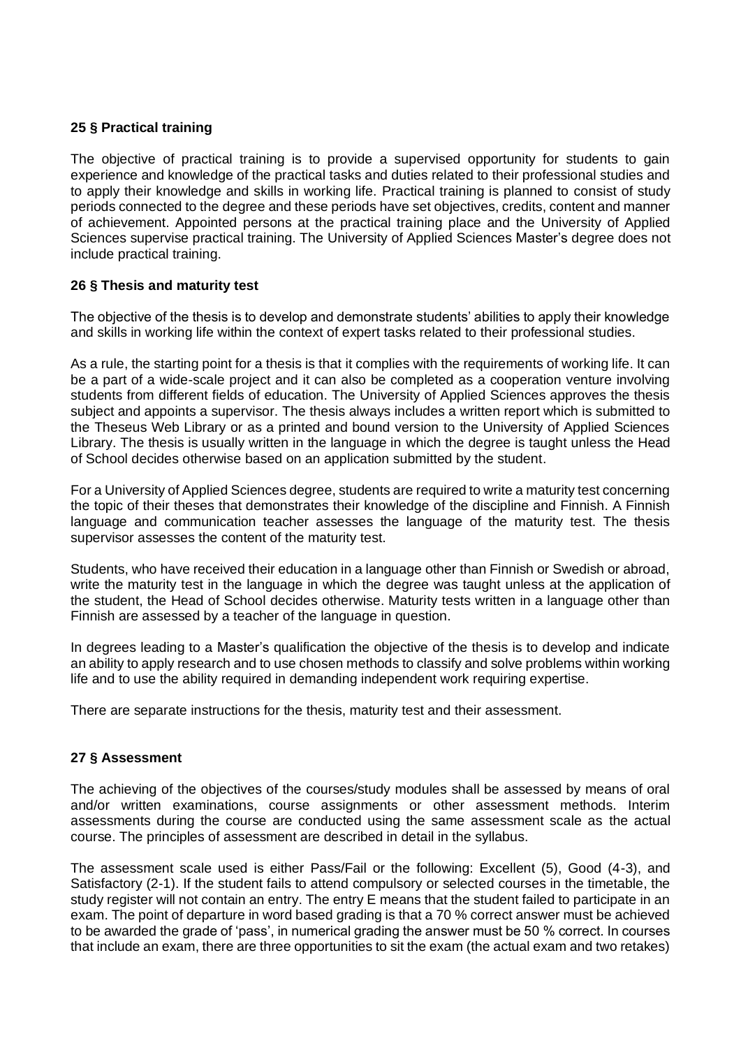### 25 § Practical training

The objective of practical training is to provide a supervised opportunity for students to gain experience and knowledge of the practical tasks and duties related to their professional studies and to apply their knowledge and skills in working life. Practical training is planned to consist of study periods connected to the degree and these periods have set objectives, credits, content and manner of achievement. Appointed persons at the practical training place and the University of Applied Sciences supervise practical training. The University of Applied Sciences Master's degree does not include practical training.

### 26 § Thesis and maturity test

The objective of the thesis is to develop and demonstrate students' abilities to apply their knowledge and skills in working life within the context of expert tasks related to their professional studies.

As a rule, the starting point for a thesis is that it complies with the requirements of working life. It can be a part of a wide-scale project and it can also be completed as a cooperation venture involving students from different fields of education. The University of Applied Sciences approves the thesis subject and appoints a supervisor. The thesis always includes a written report which is submitted to the Theseus Web Library or as a printed and bound version to the University of Applied Sciences Library. The thesis is usually written in the language in which the degree is taught unless the Head of School decides otherwise based on an application submitted by the student.

For a University of Applied Sciences degree, students are required to write a maturity test concerning the topic of their theses that demonstrates their knowledge of the discipline and Finnish. A Finnish language and communication teacher assesses the language of the maturity test. The thesis supervisor assesses the content of the maturity test.

Students, who have received their education in a language other than Finnish or Swedish or abroad, write the maturity test in the language in which the degree was taught unless at the application of the student, the Head of School decides otherwise. Maturity tests written in a language other than Finnish are assessed by a teacher of the language in question.

In degrees leading to a Master's qualification the objective of the thesis is to develop and indicate an ability to apply research and to use chosen methods to classify and solve problems within working life and to use the ability required in demanding independent work requiring expertise.

There are separate instructions for the thesis, maturity test and their assessment.

### 27 § Assessment

The achieving of the objectives of the courses/study modules shall be assessed by means of oral and/or written examinations, course assignments or other assessment methods. Interim assessments during the course are conducted using the same assessment scale as the actual course. The principles of assessment are described in detail in the syllabus.

The assessment scale used is either Pass/Fail or the following: Excellent (5), Good (4-3), and Satisfactory (2-1). If the student fails to attend compulsory or selected courses in the timetable, the study register will not contain an entry. The entry E means that the student failed to participate in an exam. The point of departure in word based grading is that a 70 % correct answer must be achieved to be awarded the grade of 'pass', in numerical grading the answer must be 50 % correct. In courses that include an exam, there are three opportunities to sit the exam (the actual exam and two retakes)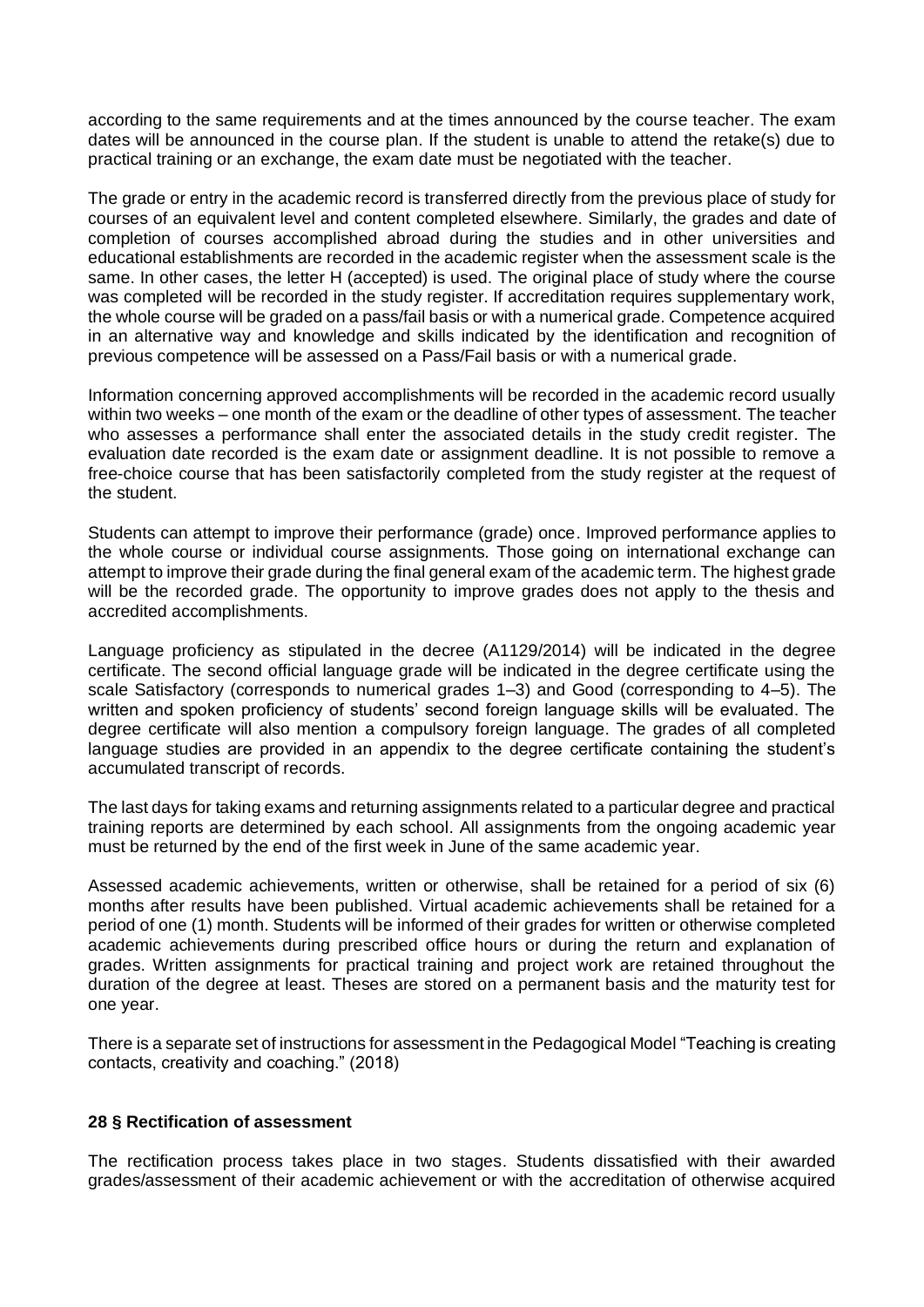according to the same requirements and at the times announced by the course teacher. The exam dates will be announced in the course plan. If the student is unable to attend the retake(s) due to practical training or an exchange, the exam date must be negotiated with the teacher.

The grade or entry in the academic record is transferred directly from the previous place of study for courses of an equivalent level and content completed elsewhere. Similarly, the grades and date of completion of courses accomplished abroad during the studies and in other universities and educational establishments are recorded in the academic register when the assessment scale is the same. In other cases, the letter H (accepted) is used. The original place of study where the course was completed will be recorded in the study register. If accreditation requires supplementary work, the whole course will be graded on a pass/fail basis or with a numerical grade. Competence acquired in an alternative way and knowledge and skills indicated by the identification and recognition of previous competence will be assessed on a Pass/Fail basis or with a numerical grade.

Information concerning approved accomplishments will be recorded in the academic record usually within two weeks – one month of the exam or the deadline of other types of assessment. The teacher who assesses a performance shall enter the associated details in the study credit register. The evaluation date recorded is the exam date or assignment deadline. It is not possible to remove a free-choice course that has been satisfactorily completed from the study register at the request of the student.

Students can attempt to improve their performance (grade) once. Improved performance applies to the whole course or individual course assignments. Those going on international exchange can attempt to improve their grade during the final general exam of the academic term. The highest grade will be the recorded grade. The opportunity to improve grades does not apply to the thesis and accredited accomplishments.

Language proficiency as stipulated in the decree (A1129/2014) will be indicated in the degree certificate. The second official language grade will be indicated in the degree certificate using the scale Satisfactory (corresponds to numerical grades 1–3) and Good (corresponding to 4–5). The written and spoken proficiency of students' second foreign language skills will be evaluated. The degree certificate will also mention a compulsory foreign language. The grades of all completed language studies are provided in an appendix to the degree certificate containing the student's accumulated transcript of records.

The last days for taking exams and returning assignments related to a particular degree and practical training reports are determined by each school. All assignments from the ongoing academic year must be returned by the end of the first week in June of the same academic year.

Assessed academic achievements, written or otherwise, shall be retained for a period of six (6) months after results have been published. Virtual academic achievements shall be retained for a period of one (1) month. Students will be informed of their grades for written or otherwise completed academic achievements during prescribed office hours or during the return and explanation of grades. Written assignments for practical training and project work are retained throughout the duration of the degree at least. Theses are stored on a permanent basis and the maturity test for one year.

There is a separate set of instructions for assessment in the Pedagogical Model "Teaching is creating contacts, creativity and coaching." (2018)

**28 § Rectification of assessment**

The rectification process takes place in two stages. Students dissatisfied with their awarded grades/assessment of their academic achievement or with the accreditation of otherwise acquired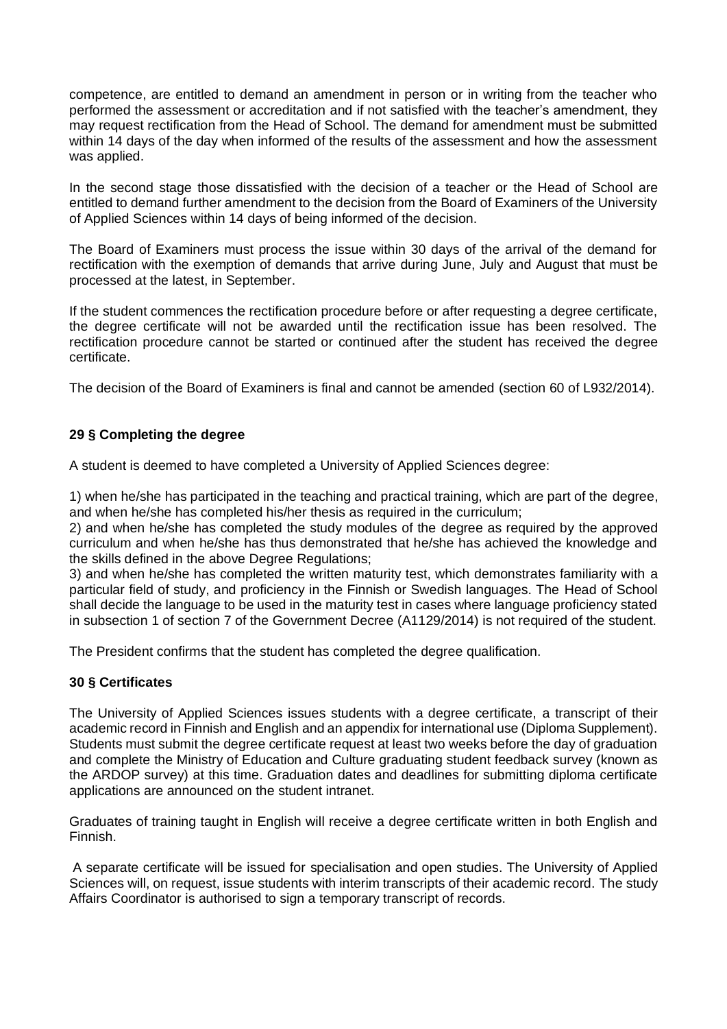competence, are entitled to demand an amendment in person or in writing from the teacher who performed the assessment or accreditation and if not satisfied with the teacher's amendment, they may request rectification from the Head of School. The demand for amendment must be submitted within 14 days of the day when informed of the results of the assessment and how the assessment was applied.

In the second stage those dissatisfied with the decision of a teacher or the Head of School are entitled to demand further amendment to the decision from the Board of Examiners of the University of Applied Sciences within 14 days of being informed of the decision.

The Board of Examiners must process the issue within 30 days of the arrival of the demand for rectification with the exemption of demands that arrive during June, July and August that must be processed at the latest, in September.

If the student commences the rectification procedure before or after requesting a degree certificate, the degree certificate will not be awarded until the rectification issue has been resolved. The rectification procedure cannot be started or continued after the student has received the degree certificate.

The decision of the Board of Examiners is final and cannot be amended (section 60 of L932/2014).

## 29 § Completing the degree

A student is deemed to have completed a University of Applied Sciences degree:

1) when he/she has participated in the teaching and practical training, which are part of the degree, and when he/she has completed his/her thesis as required in the curriculum;
2) and when he/she has completed the study modules of the degree as required by the approved curriculum and when he/she has thus demonstrated that he/she has achieved the knowledge and the skills defined in the above Degree Regulations;
3) and when he/she has completed the written maturity test, which demonstrates familiarity with a particular field of study, and proficiency in the Finnish or Swedish languages. The Head of School shall decide the language to be used in the maturity test in cases where language proficiency stated in subsection 1 of section 7 of the Government Decree (A1129/2014) is not required of the student.

The President confirms that the student has completed the degree qualification.

## 30 § Certificates

The University of Applied Sciences issues students with a degree certificate, a transcript of their academic record in Finnish and English and an appendix for international use (Diploma Supplement). Students must submit the degree certificate request at least two weeks before the day of graduation and complete the Ministry of Education and Culture graduating student feedback survey (known as the ARDOP survey) at this time. Graduation dates and deadlines for submitting diploma certificate applications are announced on the student intranet.

Graduates of training taught in English will receive a degree certificate written in both English and Finnish.

A separate certificate will be issued for specialisation and open studies. The University of Applied Sciences will, on request, issue students with interim transcripts of their academic record. The study Affairs Coordinator is authorised to sign a temporary transcript of records.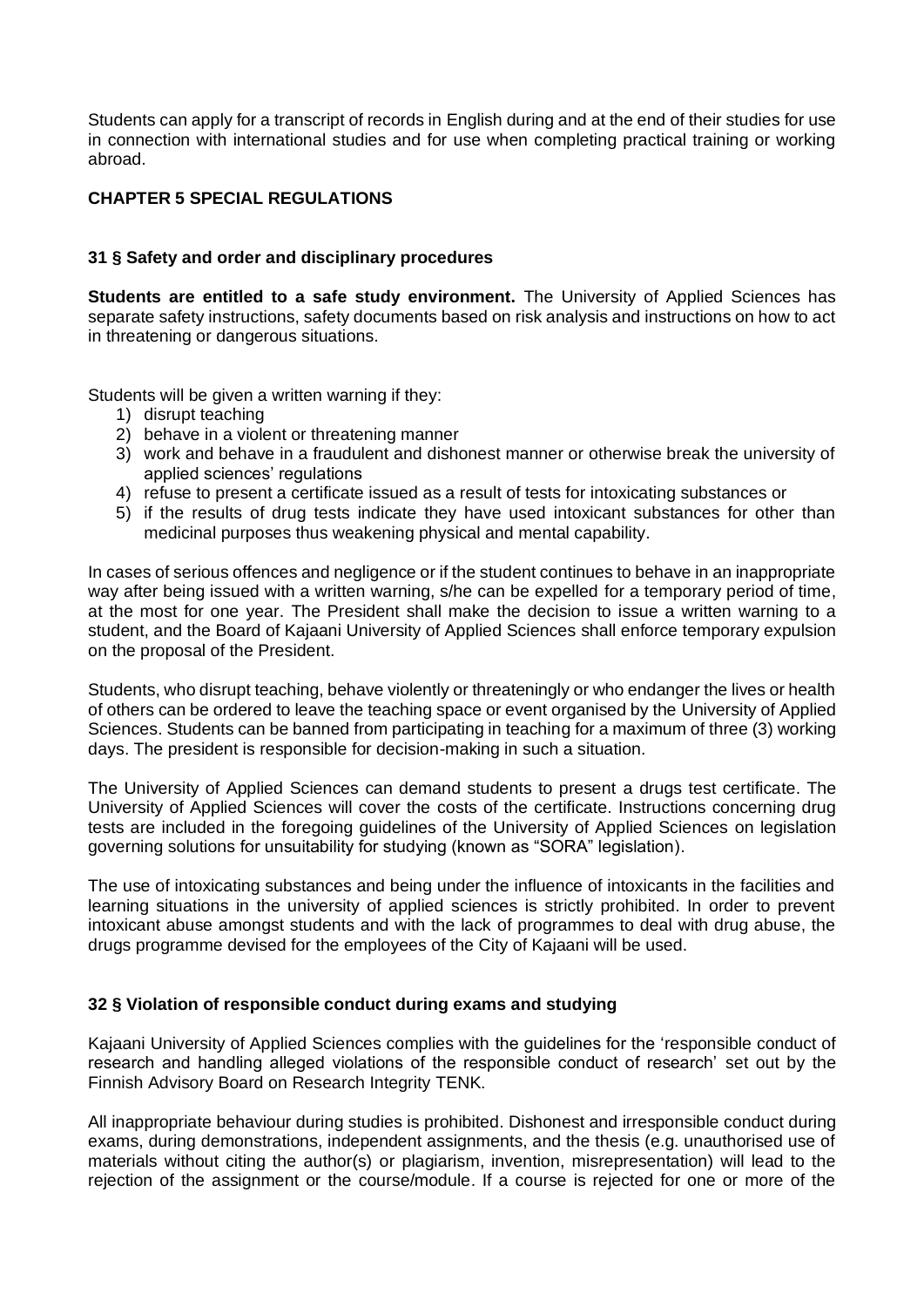Students can apply for a transcript of records in English during and at the end of their studies for use in connection with international studies and for use when completing practical training or working abroad.

## CHAPTER 5 SPECIAL REGULATIONS

### 31 § Safety and order and disciplinary procedures

**Students are entitled to a safe study environment.** The University of Applied Sciences has separate safety instructions, safety documents based on risk analysis and instructions on how to act in threatening or dangerous situations.

Students will be given a written warning if they:

1) disrupt teaching
2) behave in a violent or threatening manner
3) work and behave in a fraudulent and dishonest manner or otherwise break the university of applied sciences' regulations
4) refuse to present a certificate issued as a result of tests for intoxicating substances or
5) if the results of drug tests indicate they have used intoxicant substances for other than medicinal purposes thus weakening physical and mental capability.

In cases of serious offences and negligence or if the student continues to behave in an inappropriate way after being issued with a written warning, s/he can be expelled for a temporary period of time, at the most for one year. The President shall make the decision to issue a written warning to a student, and the Board of Kajaani University of Applied Sciences shall enforce temporary expulsion on the proposal of the President.

Students, who disrupt teaching, behave violently or threateningly or who endanger the lives or health of others can be ordered to leave the teaching space or event organised by the University of Applied Sciences. Students can be banned from participating in teaching for a maximum of three (3) working days. The president is responsible for decision-making in such a situation.

The University of Applied Sciences can demand students to present a drugs test certificate. The University of Applied Sciences will cover the costs of the certificate. Instructions concerning drug tests are included in the foregoing guidelines of the University of Applied Sciences on legislation governing solutions for unsuitability for studying (known as "SORA" legislation).

The use of intoxicating substances and being under the influence of intoxicants in the facilities and learning situations in the university of applied sciences is strictly prohibited. In order to prevent intoxicant abuse amongst students and with the lack of programmes to deal with drug abuse, the drugs programme devised for the employees of the City of Kajaani will be used.

### 32 § Violation of responsible conduct during exams and studying

Kajaani University of Applied Sciences complies with the guidelines for the 'responsible conduct of research and handling alleged violations of the responsible conduct of research' set out by the Finnish Advisory Board on Research Integrity TENK.

All inappropriate behaviour during studies is prohibited. Dishonest and irresponsible conduct during exams, during demonstrations, independent assignments, and the thesis (e.g. unauthorised use of materials without citing the author(s) or plagiarism, invention, misrepresentation) will lead to the rejection of the assignment or the course/module. If a course is rejected for one or more of the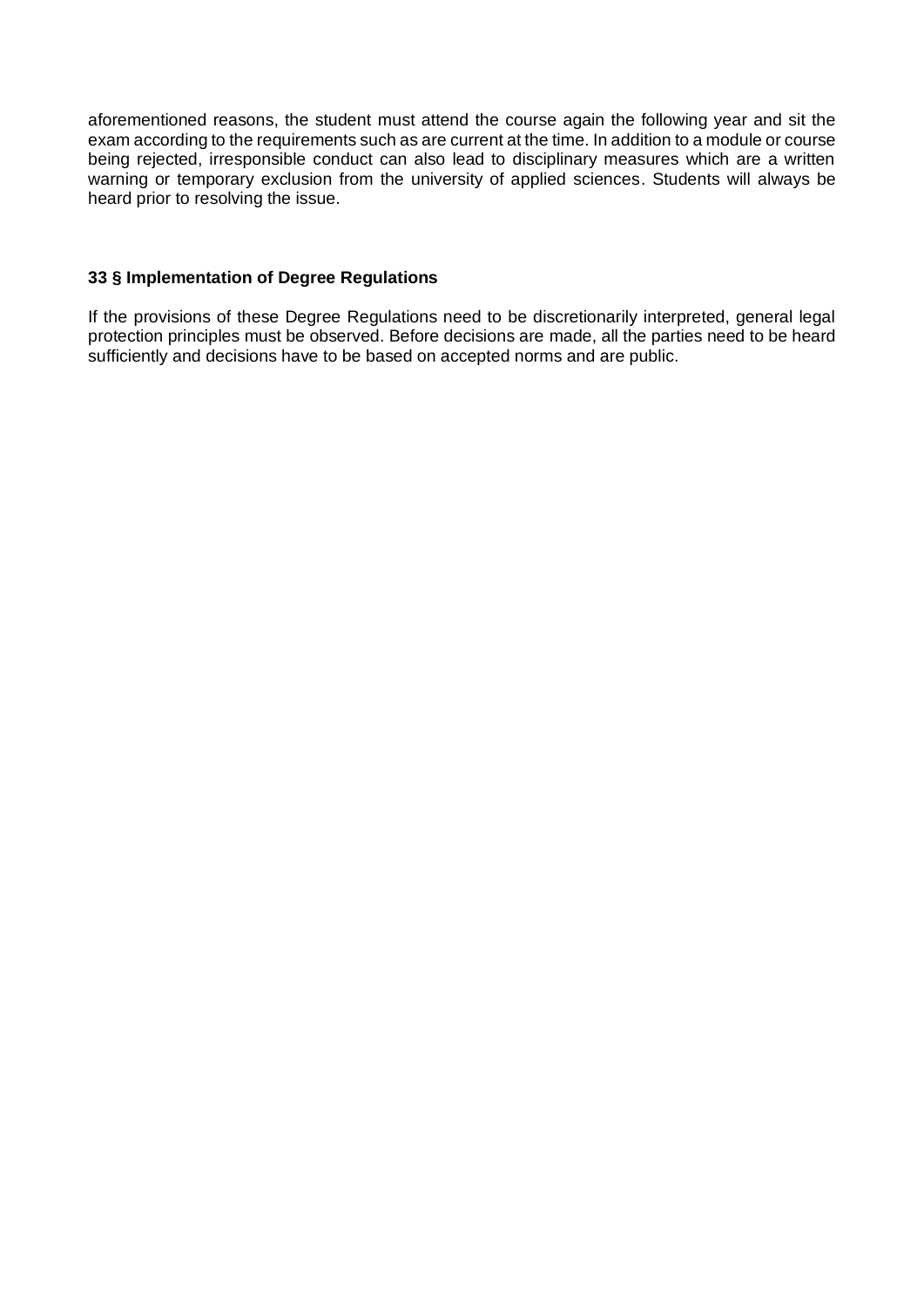aforementioned reasons, the student must attend the course again the following year and sit the exam according to the requirements such as are current at the time. In addition to a module or course being rejected, irresponsible conduct can also lead to disciplinary measures which are a written warning or temporary exclusion from the university of applied sciences. Students will always be heard prior to resolving the issue.

### 33 § Implementation of Degree Regulations

If the provisions of these Degree Regulations need to be discretionarily interpreted, general legal protection principles must be observed. Before decisions are made, all the parties need to be heard sufficiently and decisions have to be based on accepted norms and are public.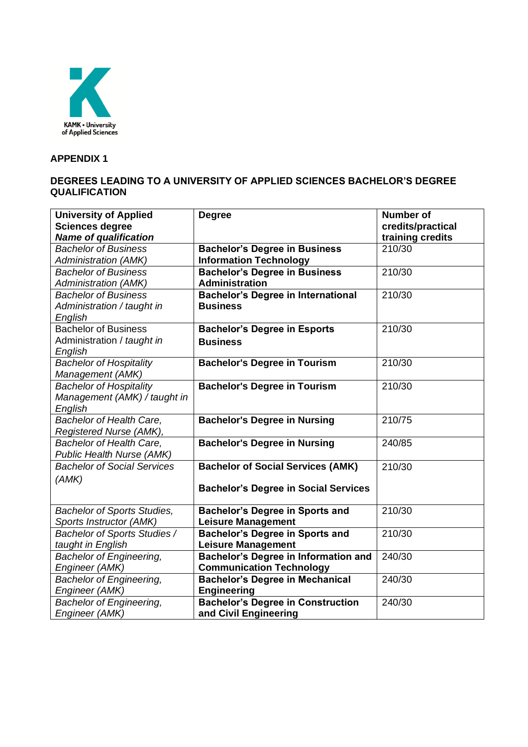KAMK • University of Applied Sciences

**APPENDIX 1**

**DEGREES LEADING TO A UNIVERSITY OF APPLIED SCIENCES BACHELOR'S DEGREE QUALIFICATION**

| **University of Applied Sciences degree** ***Name of qualification*** | **Degree** | **Number of credits/practical training credits** |
|---|---|---|
| *Bachelor of Business Administration (AMK)* | **Bachelor's Degree in Business Information Technology** | 210/30 |
| *Bachelor of Business Administration (AMK)* | **Bachelor's Degree in Business Administration** | 210/30 |
| *Bachelor of Business Administration / taught in English* | **Bachelor's Degree in International Business** | 210/30 |
| Bachelor of Business Administration / *taught in English* | **Bachelor's Degree in Esports Business** | 210/30 |
| *Bachelor of Hospitality Management (AMK)* | **Bachelor's Degree in Tourism** | 210/30 |
| *Bachelor of Hospitality Management (AMK) / taught in English* | **Bachelor's Degree in Tourism** | 210/30 |
| *Bachelor of Health Care, Registered Nurse (AMK),* | **Bachelor's Degree in Nursing** | 210/75 |
| *Bachelor of Health Care, Public Health Nurse (AMK)* | **Bachelor's Degree in Nursing** | 240/85 |
| *Bachelor of Social Services (AMK)* | **Bachelor of Social Services (AMK)** **Bachelor's Degree in Social Services** | 210/30 |
| *Bachelor of Sports Studies, Sports Instructor (AMK)* | **Bachelor's Degree in Sports and Leisure Management** | 210/30 |
| *Bachelor of Sports Studies / taught in English* | **Bachelor's Degree in Sports and Leisure Management** | 210/30 |
| *Bachelor of Engineering, Engineer (AMK)* | **Bachelor's Degree in Information and Communication Technology** | 240/30 |
| *Bachelor of Engineering, Engineer (AMK)* | **Bachelor's Degree in Mechanical Engineering** | 240/30 |
| *Bachelor of Engineering, Engineer (AMK)* | **Bachelor's Degree in Construction and Civil Engineering** | 240/30 |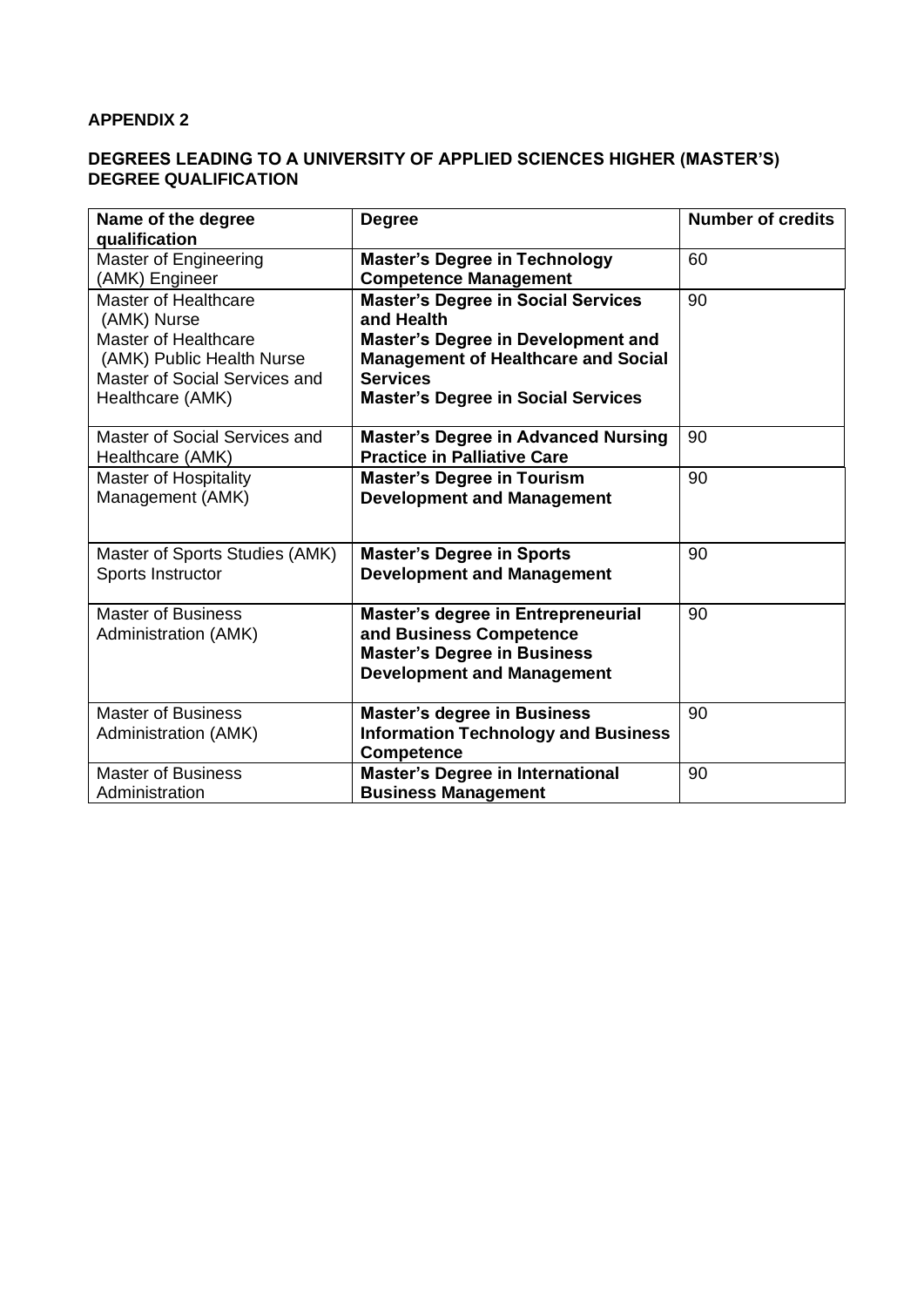**APPENDIX 2**

**DEGREES LEADING TO A UNIVERSITY OF APPLIED SCIENCES HIGHER (MASTER'S) DEGREE QUALIFICATION**

| Name of the degree qualification | Degree | Number of credits |
|---|---|---|
| Master of Engineering (AMK) Engineer | **Master's Degree in Technology Competence Management** | 60 |
| Master of Healthcare (AMK) Nurse<br>Master of Healthcare (AMK) Public Health Nurse<br>Master of Social Services and Healthcare (AMK) | **Master's Degree in Social Services and Health**<br>**Master's Degree in Development and Management of Healthcare and Social Services**<br>**Master's Degree in Social Services** | 90 |
| Master of Social Services and Healthcare (AMK) | **Master's Degree in Advanced Nursing Practice in Palliative Care** | 90 |
| Master of Hospitality Management (AMK) | **Master's Degree in Tourism Development and Management** | 90 |
| Master of Sports Studies (AMK) Sports Instructor | **Master's Degree in Sports Development and Management** | 90 |
| Master of Business Administration (AMK) | **Master's degree in Entrepreneurial and Business Competence**<br>**Master's Degree in Business Development and Management** | 90 |
| Master of Business Administration (AMK) | **Master's degree in Business Information Technology and Business Competence** | 90 |
| Master of Business Administration | **Master's Degree in International Business Management** | 90 |